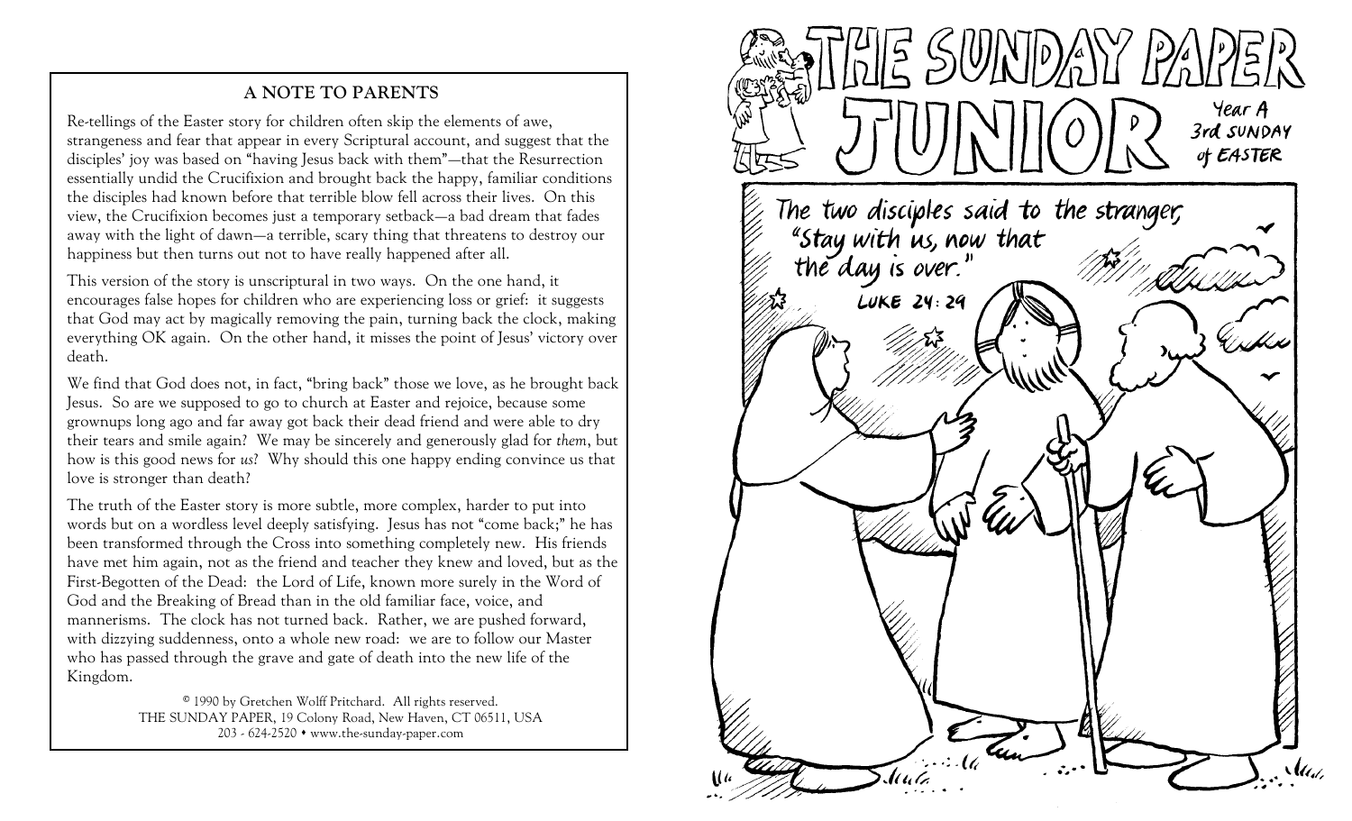## A NOTE TO PARENTS

Re-tellings of the Easter story for children often skip the elements of awe, strangeness and fear that appear in every Scriptural account, and suggest that the disciples' joy was based on "having Jesus back with them"—that the Resurrection essentially undid the Crucifixion and brought back the happy, familiar conditions the disciples had known before that terrible blow fell across their lives. On this view, the Crucifixion becomes just a temporary setback—a bad dream that fades away with the light of dawn—a terrible, scary thing that threatens to destroy our happiness but then turns out not to have really happened after all.

This version of the story is unscriptural in two ways. On the one hand, it encourages false hopes for children who are experiencing loss or grief: it suggests that God may act by magically removing the pain, turning back the clock, making everything OK again. On the other hand, it misses the point of Jesus' victory over death.

We find that God does not, in fact, "bring back" those we love, as he brought back Jesus. So are we supposed to go to church at Easter and rejoice, because some grownups long ago and far away got back their dead friend and were able to dry their tears and smile again? We may be sincerely and generously glad for *them*, but how is this good news for *us*? Why should this one happy ending convince us that love is stronger than death?

The truth of the Easter story is more subtle, more complex, harder to put into words but on a wordless level deeply satisfying. Jesus has not "come back;" he has been transformed through the Cross into something completely new. His friends have met him again, not as the friend and teacher they knew and loved, but as the First-Begotten of the Dead: the Lord of Life, known more surely in the Word of God and the Breaking of Bread than in the old familiar face, voice, and mannerisms. The clock has not turned back. Rather, we are pushed forward, with dizzying suddenness, onto a whole new road: we are to follow our Master who has passed through the grave and gate of death into the new life of the Kingdom.

© 1990 by Gretchen Wolff Pritchard. All rights reserved.
THE SUNDAY PAPER, 19 Colony Road, New Haven, CT 06511, USA
203 - 624-2520 • www.the-sunday-paper.com

# THE SUNDAY PAPER JUNIOR

Year A
3rd SUNDAY of EASTER

The two disciples said to the stranger, "Stay with us, now that the day is over."
LUKE 24: 29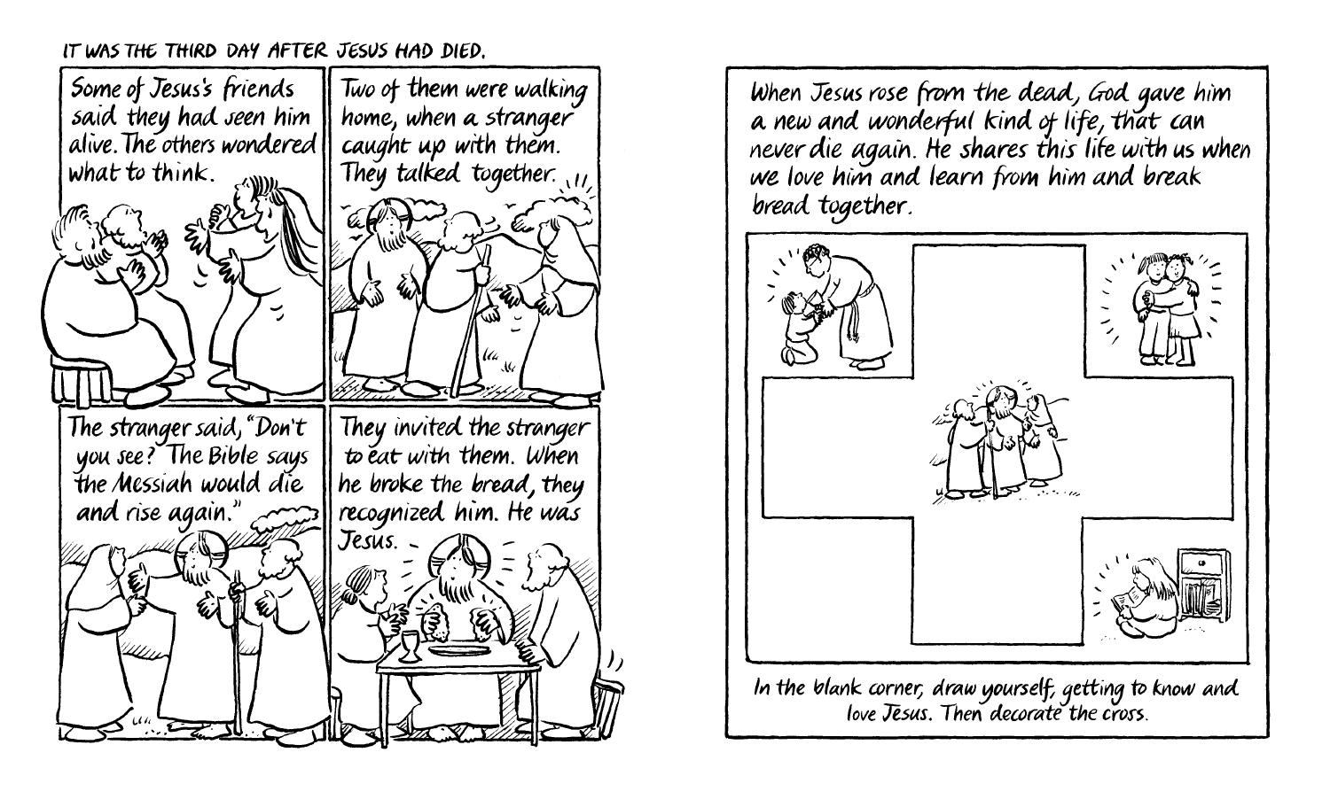IT WAS THE THIRD DAY AFTER JESUS HAD DIED.

Some of Jesus's friends said they had seen him alive. The others wondered what to think.

Two of them were walking home, when a stranger caught up with them. They talked together.

The stranger said, "Don't you see? The Bible says the Messiah would die and rise again."

They invited the stranger to eat with them. When he broke the bread, they recognized him. He was Jesus.

When Jesus rose from the dead, God gave him a new and wonderful kind of life, that can never die again. He shares this life with us when we love him and learn from him and break bread together.

*In the blank corner, draw yourself, getting to know and love Jesus. Then decorate the cross.*